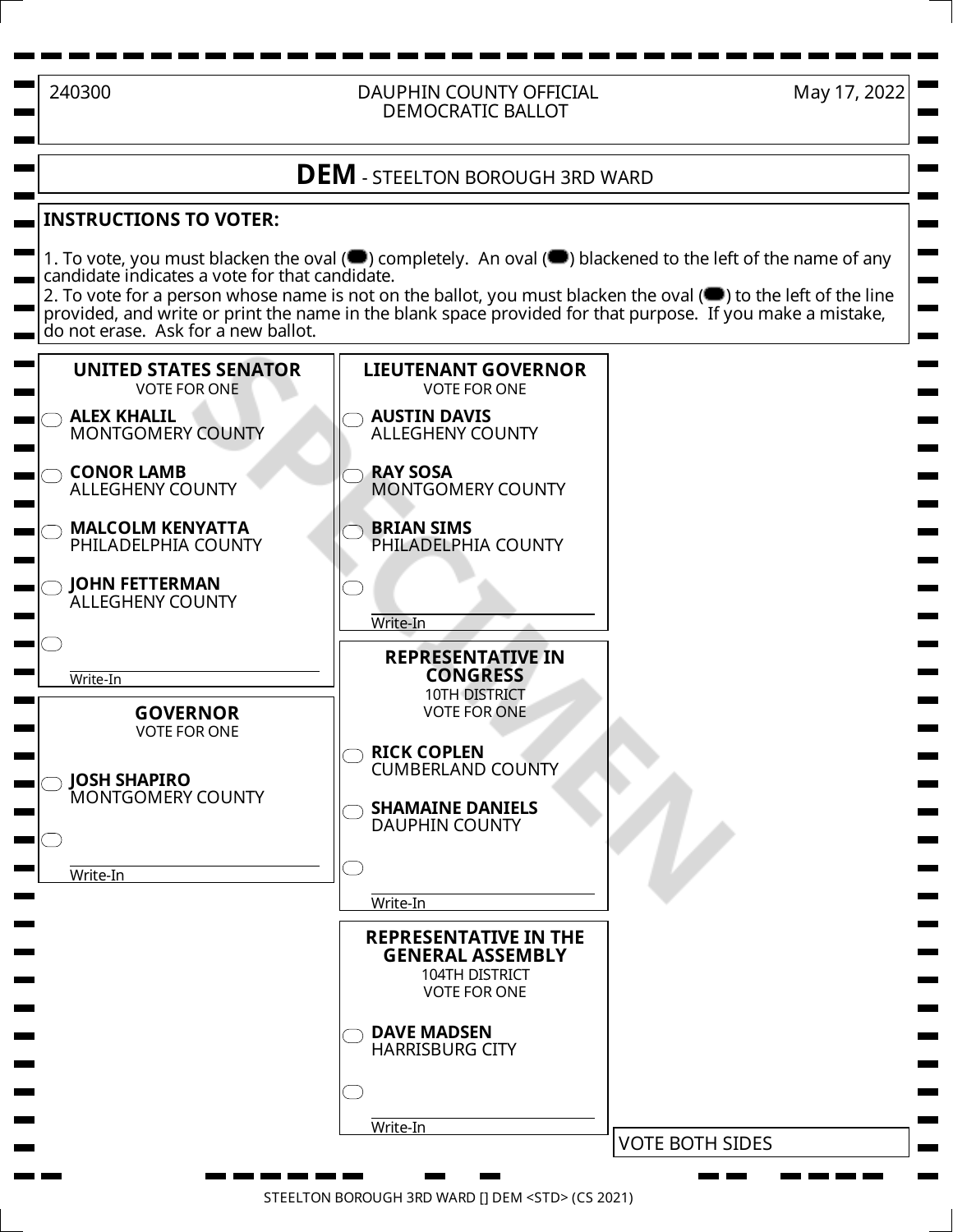240300

# DAUPHIN COUNTY OFFICIAL DEMOCRATIC BALLOT

May 17, 2022

## **DEM** - STEELTON BOROUGH 3RD WARD

**INSTRUCTIONS TO VOTER:**

1. To vote, you must blacken the oval (⬬) completely. An oval (⬬) blackened to the left of the name of any candidate indicates a vote for that candidate.
2. To vote for a person whose name is not on the ballot, you must blacken the oval (⬬) to the left of the line provided, and write or print the name in the blank space provided for that purpose. If you make a mistake, do not erase. Ask for a new ballot.

### UNITED STATES SENATOR
VOTE FOR ONE

- ⬭ **ALEX KHALIL** MONTGOMERY COUNTY
- ⬭ **CONOR LAMB** ALLEGHENY COUNTY
- ⬭ **MALCOLM KENYATTA** PHILADELPHIA COUNTY
- ⬭ **JOHN FETTERMAN** ALLEGHENY COUNTY
- ⬭ ______________ Write-In

### GOVERNOR
VOTE FOR ONE

- ⬭ **JOSH SHAPIRO** MONTGOMERY COUNTY
- ⬭ ______________ Write-In

### LIEUTENANT GOVERNOR
VOTE FOR ONE

- ⬭ **AUSTIN DAVIS** ALLEGHENY COUNTY
- ⬭ **RAY SOSA** MONTGOMERY COUNTY
- ⬭ **BRIAN SIMS** PHILADELPHIA COUNTY
- ⬭ ______________ Write-In

### REPRESENTATIVE IN CONGRESS
10TH DISTRICT
VOTE FOR ONE

- ⬭ **RICK COPLEN** CUMBERLAND COUNTY
- ⬭ **SHAMAINE DANIELS** DAUPHIN COUNTY
- ⬭ ______________ Write-In

### REPRESENTATIVE IN THE GENERAL ASSEMBLY
104TH DISTRICT
VOTE FOR ONE

- ⬭ **DAVE MADSEN** HARRISBURG CITY
- ⬭ ______________ Write-In

VOTE BOTH SIDES

STEELTON BOROUGH 3RD WARD [] DEM <STD> (CS 2021)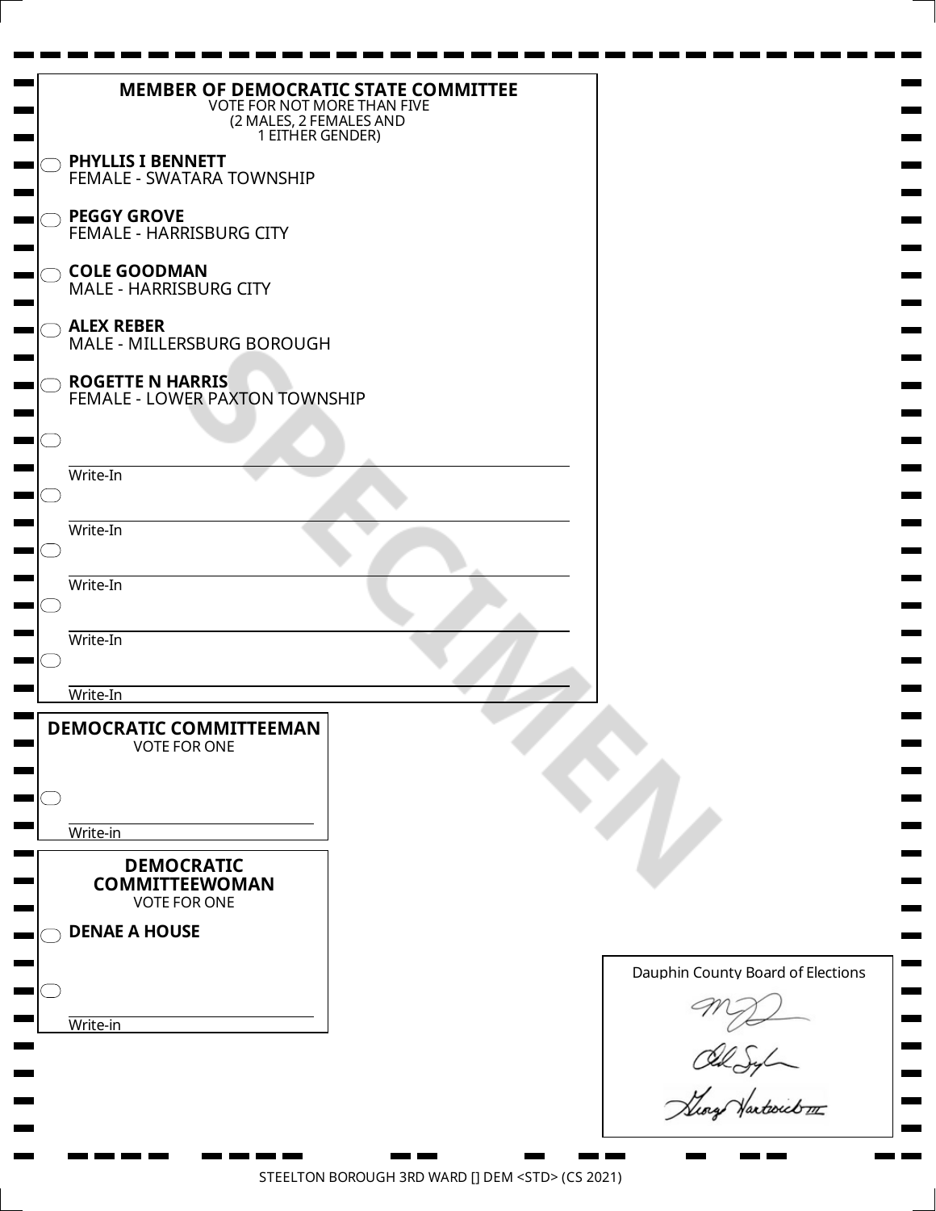## MEMBER OF DEMOCRATIC STATE COMMITTEE

VOTE FOR NOT MORE THAN FIVE
(2 MALES, 2 FEMALES AND
1 EITHER GENDER)

- **PHYLLIS I BENNETT**
  FEMALE - SWATARA TOWNSHIP
- **PEGGY GROVE**
  FEMALE - HARRISBURG CITY
- **COLE GOODMAN**
  MALE - HARRISBURG CITY
- **ALEX REBER**
  MALE - MILLERSBURG BOROUGH
- **ROGETTE N HARRIS**
  FEMALE - LOWER PAXTON TOWNSHIP
- Write-In
- Write-In
- Write-In
- Write-In
- Write-In

## DEMOCRATIC COMMITTEEMAN

VOTE FOR ONE

- Write-in

## DEMOCRATIC COMMITTEEWOMAN

VOTE FOR ONE

- **DENAE A HOUSE**
- Write-in

Dauphin County Board of Elections

SPECIMEN

STEELTON BOROUGH 3RD WARD [] DEM <STD> (CS 2021)